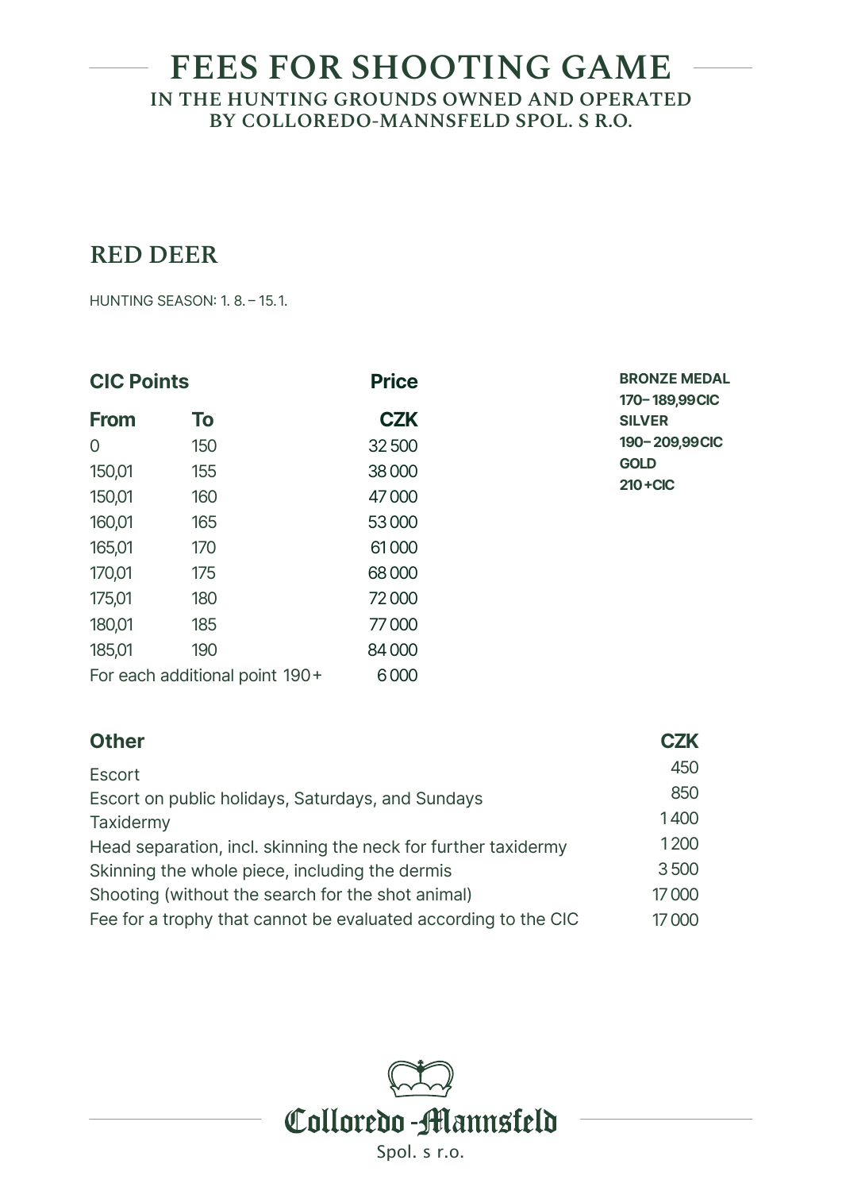# FEES FOR SHOOTING GAME

## IN THE HUNTING GROUNDS OWNED AND OPERATED BY COLLOREDO-MANNSFELD SPOL. S R.O.

## RED DEER

HUNTING SEASON: 1. 8. – 15. 1.

| CIC Points | | Price |
|---|---|---|
| **From** | **To** | **CZK** |
| 0 | 150 | 32 500 |
| 150,01 | 155 | 38 000 |
| 150,01 | 160 | 47 000 |
| 160,01 | 165 | 53 000 |
| 165,01 | 170 | 61 000 |
| 170,01 | 175 | 68 000 |
| 175,01 | 180 | 72 000 |
| 180,01 | 185 | 77 000 |
| 185,01 | 190 | 84 000 |
| For each additional point 190+ | | 6 000 |

**BRONZE MEDAL**
**170– 189,99CIC**
**SILVER**
**190– 209,99CIC**
**GOLD**
**210+CIC**

| Other | CZK |
|---|---|
| Escort | 450 |
| Escort on public holidays, Saturdays, and Sundays | 850 |
| Taxidermy | 1 400 |
| Head separation, incl. skinning the neck for further taxidermy | 1 200 |
| Skinning the whole piece, including the dermis | 3 500 |
| Shooting (without the search for the shot animal) | 17 000 |
| Fee for a trophy that cannot be evaluated according to the CIC | 17 000 |

Colloredo-Mannsfeld
Spol. s r.o.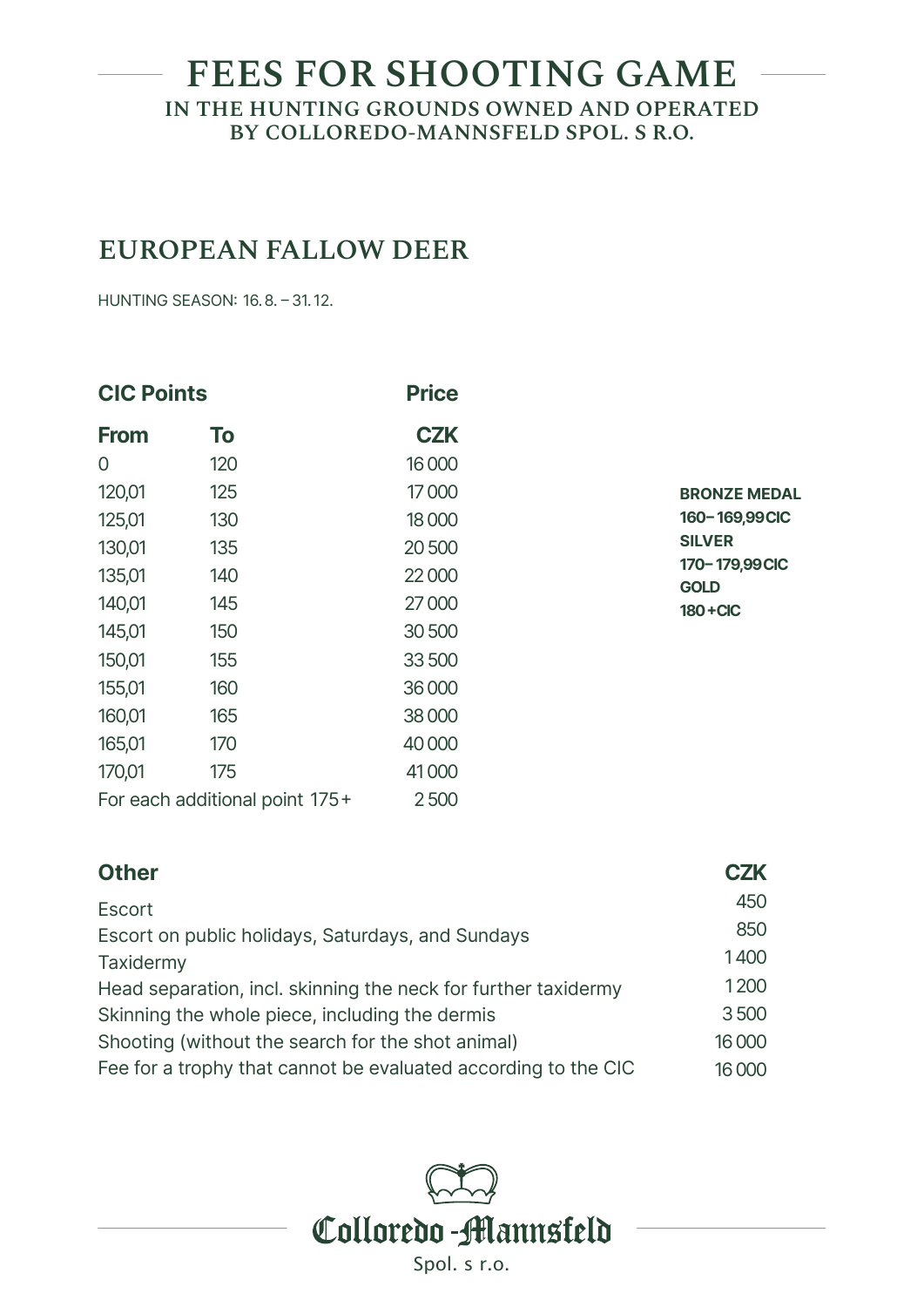# FEES FOR SHOOTING GAME

## IN THE HUNTING GROUNDS OWNED AND OPERATED BY COLLOREDO-MANNSFELD SPOL. S R.O.

## EUROPEAN FALLOW DEER

HUNTING SEASON: 16. 8. – 31. 12.

| CIC Points | | Price |
|---|---|---|
| **From** | **To** | **CZK** |
| 0 | 120 | 16 000 |
| 120,01 | 125 | 17 000 |
| 125,01 | 130 | 18 000 |
| 130,01 | 135 | 20 500 |
| 135,01 | 140 | 22 000 |
| 140,01 | 145 | 27 000 |
| 145,01 | 150 | 30 500 |
| 150,01 | 155 | 33 500 |
| 155,01 | 160 | 36 000 |
| 160,01 | 165 | 38 000 |
| 165,01 | 170 | 40 000 |
| 170,01 | 175 | 41 000 |
| For each additional point 175+ | | 2 500 |

**BRONZE MEDAL**
**160–169,99 CIC**
**SILVER**
**170–179,99 CIC**
**GOLD**
**180+CIC**

| Other | CZK |
|---|---|
| Escort | 450 |
| Escort on public holidays, Saturdays, and Sundays | 850 |
| Taxidermy | 1 400 |
| Head separation, incl. skinning the neck for further taxidermy | 1 200 |
| Skinning the whole piece, including the dermis | 3 500 |
| Shooting (without the search for the shot animal) | 16 000 |
| Fee for a trophy that cannot be evaluated according to the CIC | 16 000 |

Colloredo-Mannsfeld
Spol. s r.o.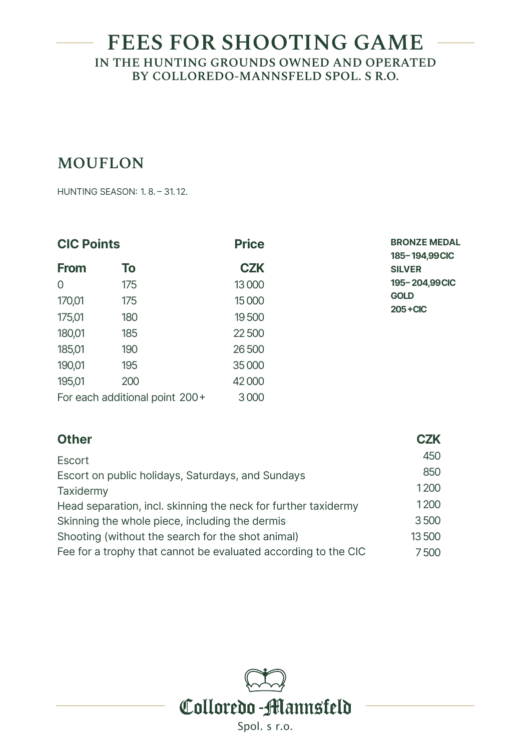# FEES FOR SHOOTING GAME

### IN THE HUNTING GROUNDS OWNED AND OPERATED BY COLLOREDO-MANNSFELD SPOL. S R.O.

## MOUFLON

HUNTING SEASON: 1. 8. – 31. 12.

| CIC Points | | Price |
|---|---|---|
| **From** | **To** | **CZK** |
| 0 | 175 | 13 000 |
| 170,01 | 175 | 15 000 |
| 175,01 | 180 | 19 500 |
| 180,01 | 185 | 22 500 |
| 185,01 | 190 | 26 500 |
| 190,01 | 195 | 35 000 |
| 195,01 | 200 | 42 000 |
| For each additional point 200+ | | 3 000 |

**BRONZE MEDAL**
**185– 194,99CIC**
**SILVER**
**195– 204,99CIC**
**GOLD**
**205+CIC**

| Other | CZK |
|---|---|
| Escort | 450 |
| Escort on public holidays, Saturdays, and Sundays | 850 |
| Taxidermy | 1 200 |
| Head separation, incl. skinning the neck for further taxidermy | 1 200 |
| Skinning the whole piece, including the dermis | 3 500 |
| Shooting (without the search for the shot animal) | 13 500 |
| Fee for a trophy that cannot be evaluated according to the CIC | 7 500 |

Colloredo-Mannsfeld
Spol. s r.o.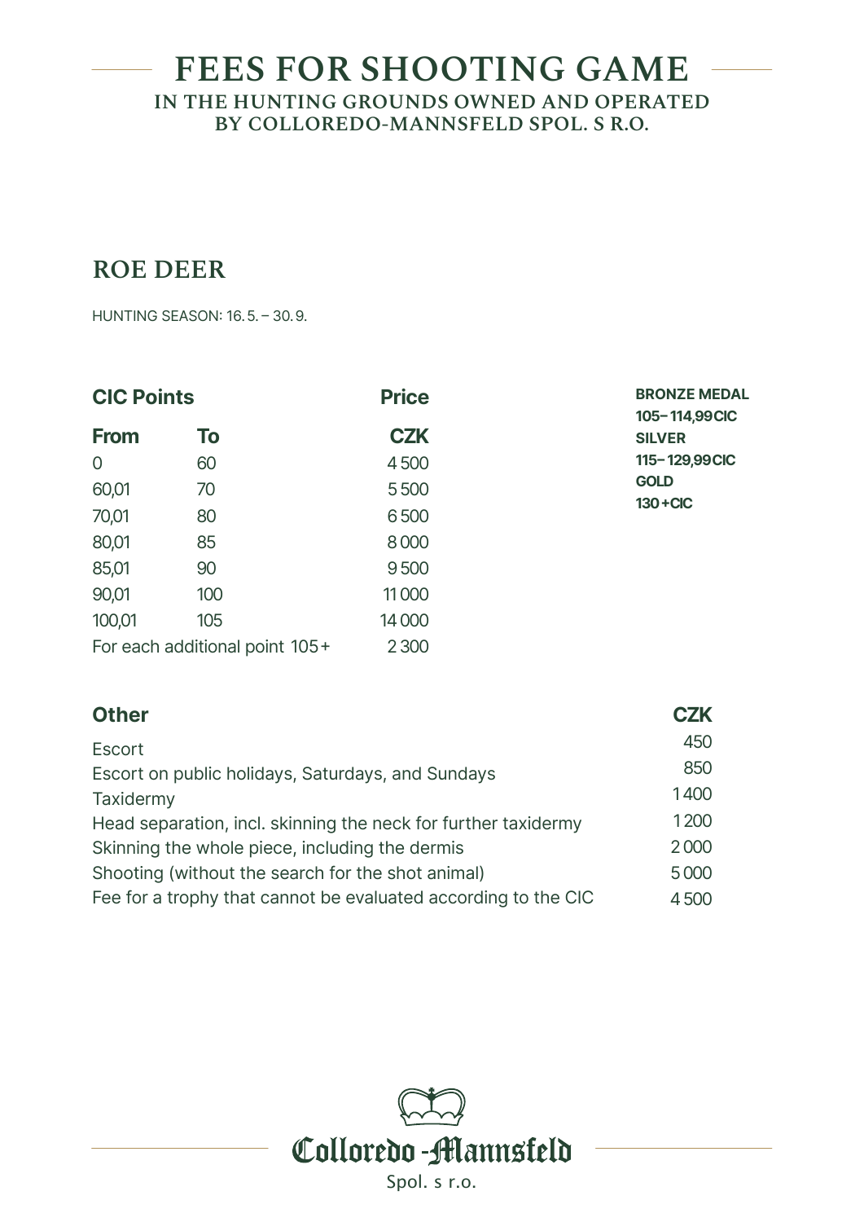# FEES FOR SHOOTING GAME

**IN THE HUNTING GROUNDS OWNED AND OPERATED BY COLLOREDO-MANNSFELD SPOL. S R.O.**

## ROE DEER

HUNTING SEASON: 16. 5. – 30. 9.

| CIC Points | | Price |
|---|---|---|
| **From** | **To** | **CZK** |
| 0 | 60 | 4 500 |
| 60,01 | 70 | 5 500 |
| 70,01 | 80 | 6 500 |
| 80,01 | 85 | 8 000 |
| 85,01 | 90 | 9 500 |
| 90,01 | 100 | 11 000 |
| 100,01 | 105 | 14 000 |
| For each additional point 105+ | | 2 300 |

**BRONZE MEDAL**
**105–114,99CIC**
**SILVER**
**115–129,99CIC**
**GOLD**
**130+CIC**

| Other | CZK |
|---|---|
| Escort | 450 |
| Escort on public holidays, Saturdays, and Sundays | 850 |
| Taxidermy | 1 400 |
| Head separation, incl. skinning the neck for further taxidermy | 1 200 |
| Skinning the whole piece, including the dermis | 2 000 |
| Shooting (without the search for the shot animal) | 5 000 |
| Fee for a trophy that cannot be evaluated according to the CIC | 4 500 |

Colloredo-Mannsfeld
Spol. s r.o.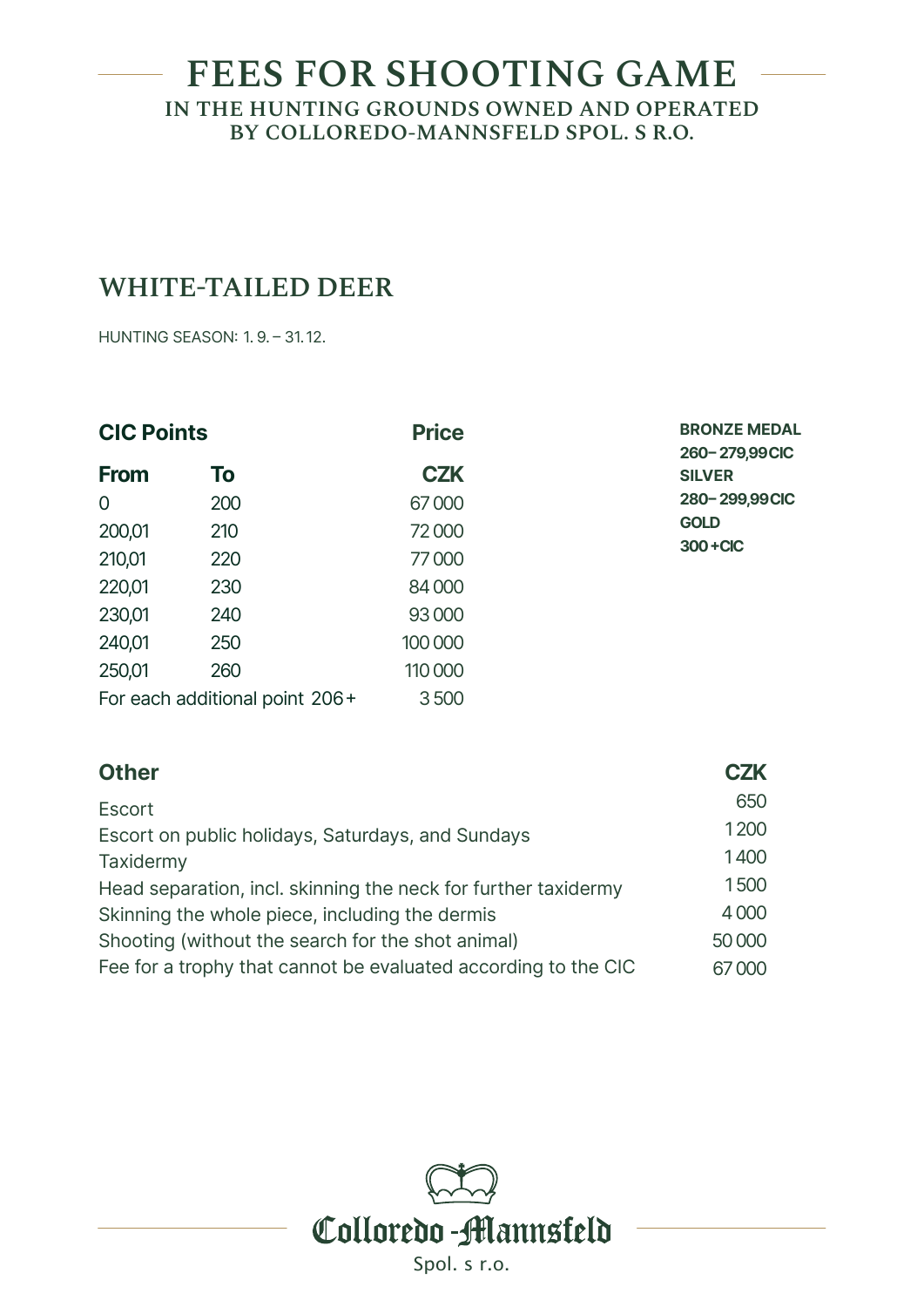# FEES FOR SHOOTING GAME

IN THE HUNTING GROUNDS OWNED AND OPERATED
BY COLLOREDO-MANNSFELD SPOL. S R.O.

## WHITE-TAILED DEER

HUNTING SEASON: 1. 9. – 31. 12.

| CIC Points | | Price |
|---|---|---|
| **From** | **To** | **CZK** |
| 0 | 200 | 67 000 |
| 200,01 | 210 | 72 000 |
| 210,01 | 220 | 77 000 |
| 220,01 | 230 | 84 000 |
| 230,01 | 240 | 93 000 |
| 240,01 | 250 | 100 000 |
| 250,01 | 260 | 110 000 |
| For each additional point 206+ | | 3 500 |

**BRONZE MEDAL**
**260– 279,99 CIC**
**SILVER**
**280– 299,99 CIC**
**GOLD**
**300 + CIC**

| Other | CZK |
|---|---|
| Escort | 650 |
| Escort on public holidays, Saturdays, and Sundays | 1 200 |
| Taxidermy | 1 400 |
| Head separation, incl. skinning the neck for further taxidermy | 1 500 |
| Skinning the whole piece, including the dermis | 4 000 |
| Shooting (without the search for the shot animal) | 50 000 |
| Fee for a trophy that cannot be evaluated according to the CIC | 67 000 |

Colloredo-Mannsfeld
Spol. s r.o.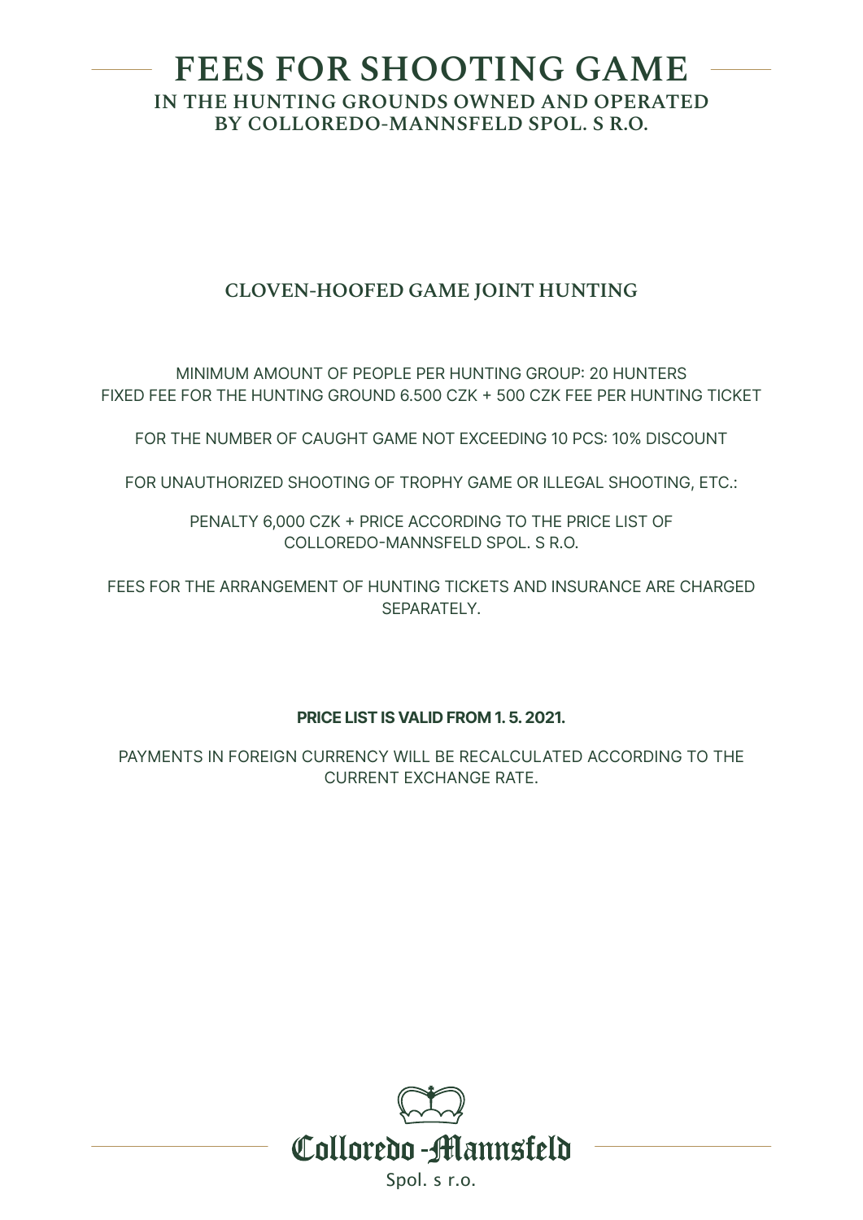# FEES FOR SHOOTING GAME

## IN THE HUNTING GROUNDS OWNED AND OPERATED BY COLLOREDO-MANNSFELD SPOL. S R.O.

### CLOVEN-HOOFED GAME JOINT HUNTING

MINIMUM AMOUNT OF PEOPLE PER HUNTING GROUP: 20 HUNTERS
FIXED FEE FOR THE HUNTING GROUND 6.500 CZK + 500 CZK FEE PER HUNTING TICKET

FOR THE NUMBER OF CAUGHT GAME NOT EXCEEDING 10 PCS: 10% DISCOUNT

FOR UNAUTHORIZED SHOOTING OF TROPHY GAME OR ILLEGAL SHOOTING, ETC.:

PENALTY 6,000 CZK + PRICE ACCORDING TO THE PRICE LIST OF COLLOREDO-MANNSFELD SPOL. S R.O.

FEES FOR THE ARRANGEMENT OF HUNTING TICKETS AND INSURANCE ARE CHARGED SEPARATELY.

**PRICE LIST IS VALID FROM 1. 5. 2021.**

PAYMENTS IN FOREIGN CURRENCY WILL BE RECALCULATED ACCORDING TO THE CURRENT EXCHANGE RATE.

Colloredo-Mannsfeld
Spol. s r.o.